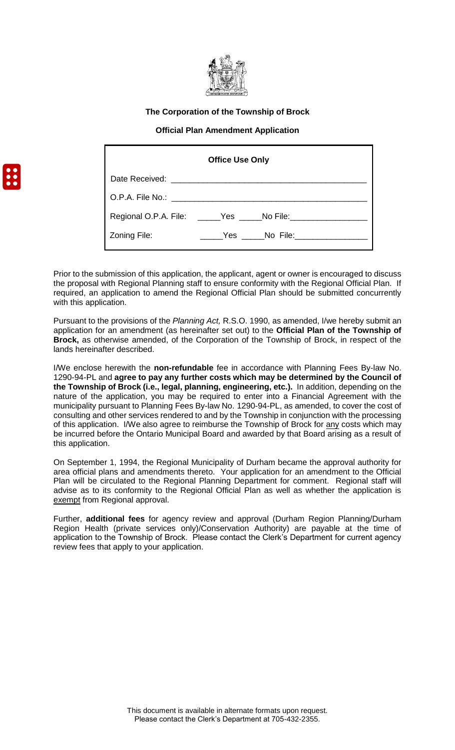**The Corporation of the Township of Brock**

**Official Plan Amendment Application**

| **Office Use Only** | |
|---|---|
| Date Received: | ___________________________________________ |
| O.P.A. File No.: | ___________________________________________ |
| Regional O.P.A. File: | _____Yes _____No File:_________________ |
| Zoning File: | _____Yes _____No File:________________ |

Prior to the submission of this application, the applicant, agent or owner is encouraged to discuss the proposal with Regional Planning staff to ensure conformity with the Regional Official Plan. If required, an application to amend the Regional Official Plan should be submitted concurrently with this application.

Pursuant to the provisions of the *Planning Act,* R.S.O. 1990, as amended, I/we hereby submit an application for an amendment (as hereinafter set out) to the **Official Plan of the Township of Brock,** as otherwise amended, of the Corporation of the Township of Brock, in respect of the lands hereinafter described.

I/We enclose herewith the **non-refundable** fee in accordance with Planning Fees By-law No. 1290-94-PL and **agree to pay any further costs which may be determined by the Council of the Township of Brock (i.e., legal, planning, engineering, etc.).** In addition, depending on the nature of the application, you may be required to enter into a Financial Agreement with the municipality pursuant to Planning Fees By-law No. 1290-94-PL, as amended, to cover the cost of consulting and other services rendered to and by the Township in conjunction with the processing of this application. I/We also agree to reimburse the Township of Brock for any costs which may be incurred before the Ontario Municipal Board and awarded by that Board arising as a result of this application.

On September 1, 1994, the Regional Municipality of Durham became the approval authority for area official plans and amendments thereto. Your application for an amendment to the Official Plan will be circulated to the Regional Planning Department for comment. Regional staff will advise as to its conformity to the Regional Official Plan as well as whether the application is exempt from Regional approval.

Further, **additional fees** for agency review and approval (Durham Region Planning/Durham Region Health (private services only)/Conservation Authority) are payable at the time of application to the Township of Brock. Please contact the Clerk's Department for current agency review fees that apply to your application.

This document is available in alternate formats upon request.
Please contact the Clerk's Department at 705-432-2355.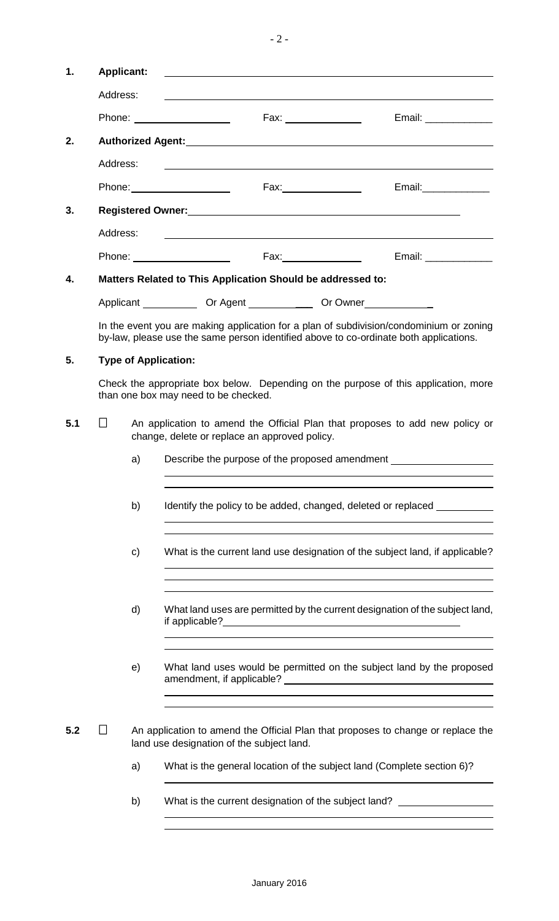**1. Applicant:** ______________________________

Address: ______________________________

Phone: ______________ Fax: ______________ Email: ______________

**2. Authorized Agent:** ______________________________

Address: ______________________________

Phone: ______________ Fax: ______________ Email: ______________

**3. Registered Owner:** ______________________________

Address: ______________________________

Phone: ______________ Fax: ______________ Email: ______________

**4. Matters Related to This Application Should be addressed to:**

Applicant __________ Or Agent __________ Or Owner __________

In the event you are making application for a plan of subdivision/condominium or zoning by-law, please use the same person identified above to co-ordinate both applications.

**5. Type of Application:**

Check the appropriate box below. Depending on the purpose of this application, more than one box may need to be checked.

**5.1** ☐ An application to amend the Official Plan that proposes to add new policy or change, delete or replace an approved policy.

a) Describe the purpose of the proposed amendment ______________________________

b) Identify the policy to be added, changed, deleted or replaced ______________________________

c) What is the current land use designation of the subject land, if applicable? ______________________________

d) What land uses are permitted by the current designation of the subject land, if applicable? ______________________________

e) What land uses would be permitted on the subject land by the proposed amendment, if applicable? ______________________________

**5.2** ☐ An application to amend the Official Plan that proposes to change or replace the land use designation of the subject land.

a) What is the general location of the subject land (Complete section 6)? ______________________________

b) What is the current designation of the subject land? ______________________________

January 2016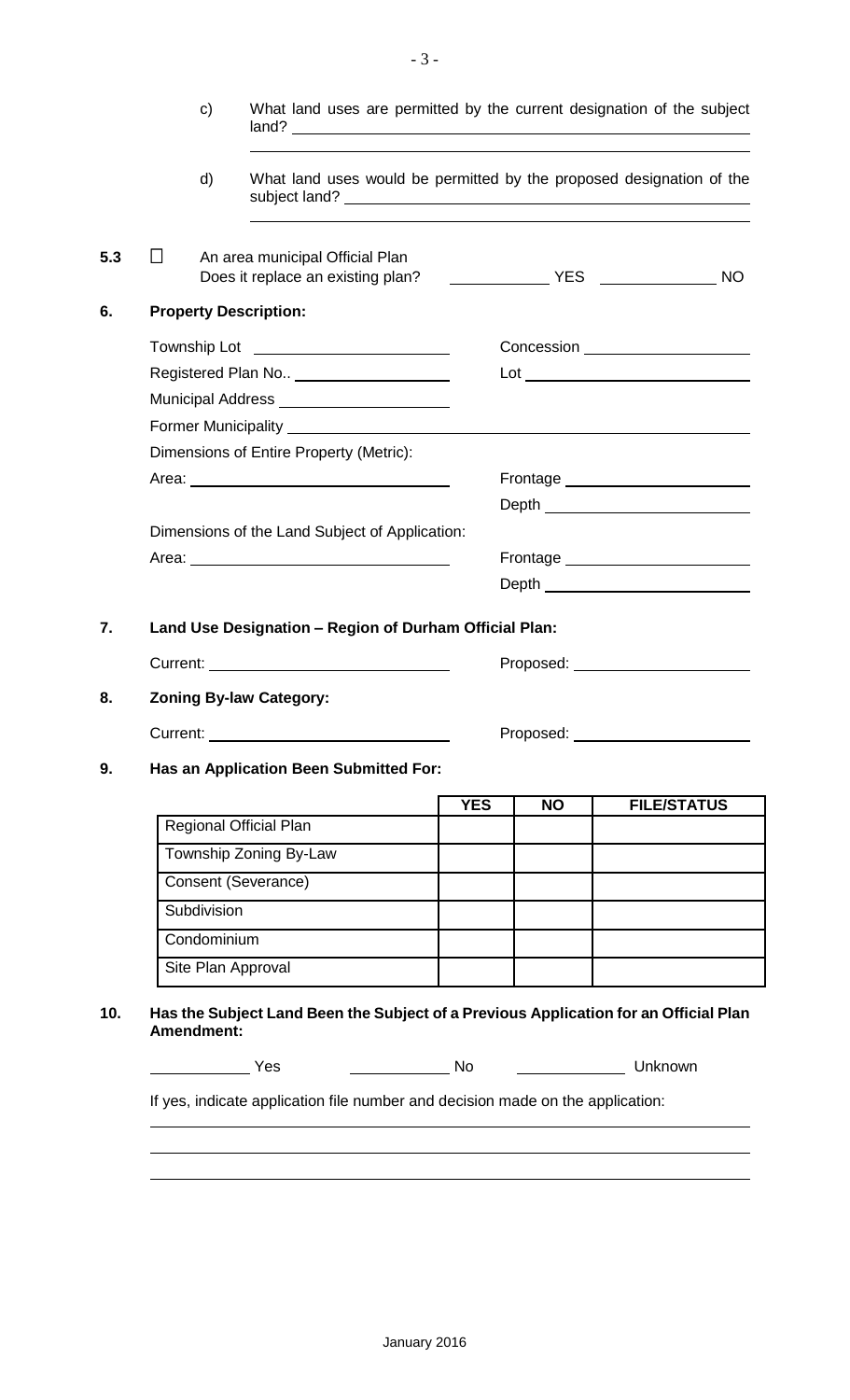c) What land uses are permitted by the current designation of the subject land? ______________________________

______________________________

d) What land uses would be permitted by the proposed designation of the subject land? ______________________________

______________________________

**5.3** ☐ An area municipal Official Plan
Does it replace an existing plan? __________ YES __________ NO

**6. Property Description:**

Township Lot ____________________ Concession ____________________

Registered Plan No.. ____________________ Lot ____________________

Municipal Address ____________________

Former Municipality ______________________________

Dimensions of Entire Property (Metric):

Area: ____________________ Frontage ____________________

Depth ____________________

Dimensions of the Land Subject of Application:

Area: ____________________ Frontage ____________________

Depth ____________________

**7. Land Use Designation – Region of Durham Official Plan:**

Current: ____________________ Proposed: ____________________

**8. Zoning By-law Category:**

Current: ____________________ Proposed: ____________________

**9. Has an Application Been Submitted For:**

| | YES | NO | FILE/STATUS |
|---|---|---|---|
| Regional Official Plan | | | |
| Township Zoning By-Law | | | |
| Consent (Severance) | | | |
| Subdivision | | | |
| Condominium | | | |
| Site Plan Approval | | | |

**10. Has the Subject Land Been the Subject of a Previous Application for an Official Plan Amendment:**

__________ Yes __________ No __________ Unknown

If yes, indicate application file number and decision made on the application:

______________________________

______________________________

______________________________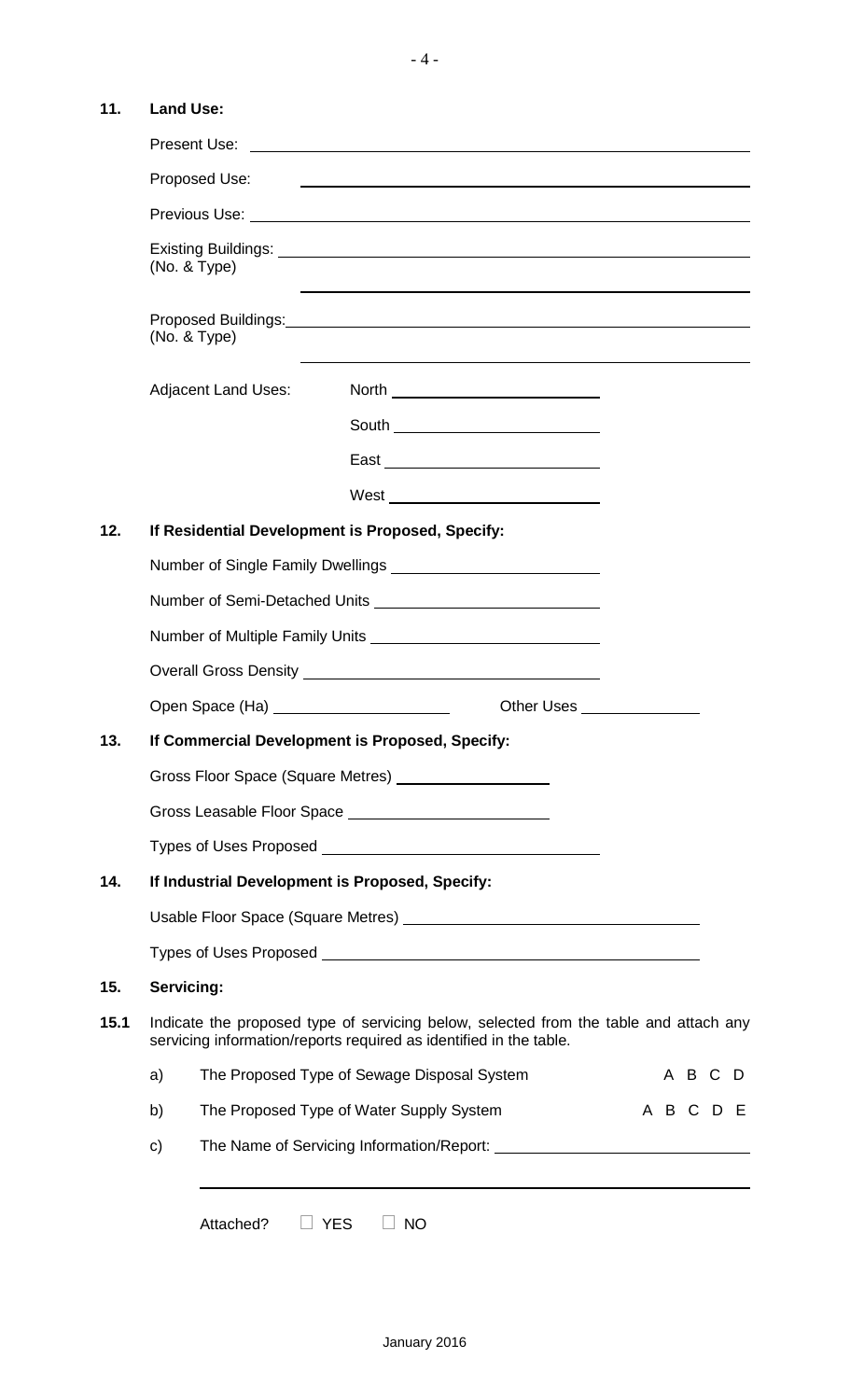**11. Land Use:**

Present Use: ______________________________

Proposed Use: ______________________________

Previous Use: ______________________________

Existing Buildings: ______________________________
(No. & Type)

______________________________

Proposed Buildings: ______________________________
(No. & Type)

______________________________

Adjacent Land Uses:

North ______________________________

South ______________________________

East ______________________________

West ______________________________

**12. If Residential Development is Proposed, Specify:**

Number of Single Family Dwellings ______________________________

Number of Semi-Detached Units ______________________________

Number of Multiple Family Units ______________________________

Overall Gross Density ______________________________

Open Space (Ha) ______________________________ Other Uses ______________________________

**13. If Commercial Development is Proposed, Specify:**

Gross Floor Space (Square Metres) ______________________________

Gross Leasable Floor Space ______________________________

Types of Uses Proposed ______________________________

**14. If Industrial Development is Proposed, Specify:**

Usable Floor Space (Square Metres) ______________________________

Types of Uses Proposed ______________________________

**15. Servicing:**

**15.1** Indicate the proposed type of servicing below, selected from the table and attach any servicing information/reports required as identified in the table.

a) The Proposed Type of Sewage Disposal System A B C D

b) The Proposed Type of Water Supply System A B C D E

c) The Name of Servicing Information/Report: ______________________________

______________________________

Attached? ☐ YES ☐ NO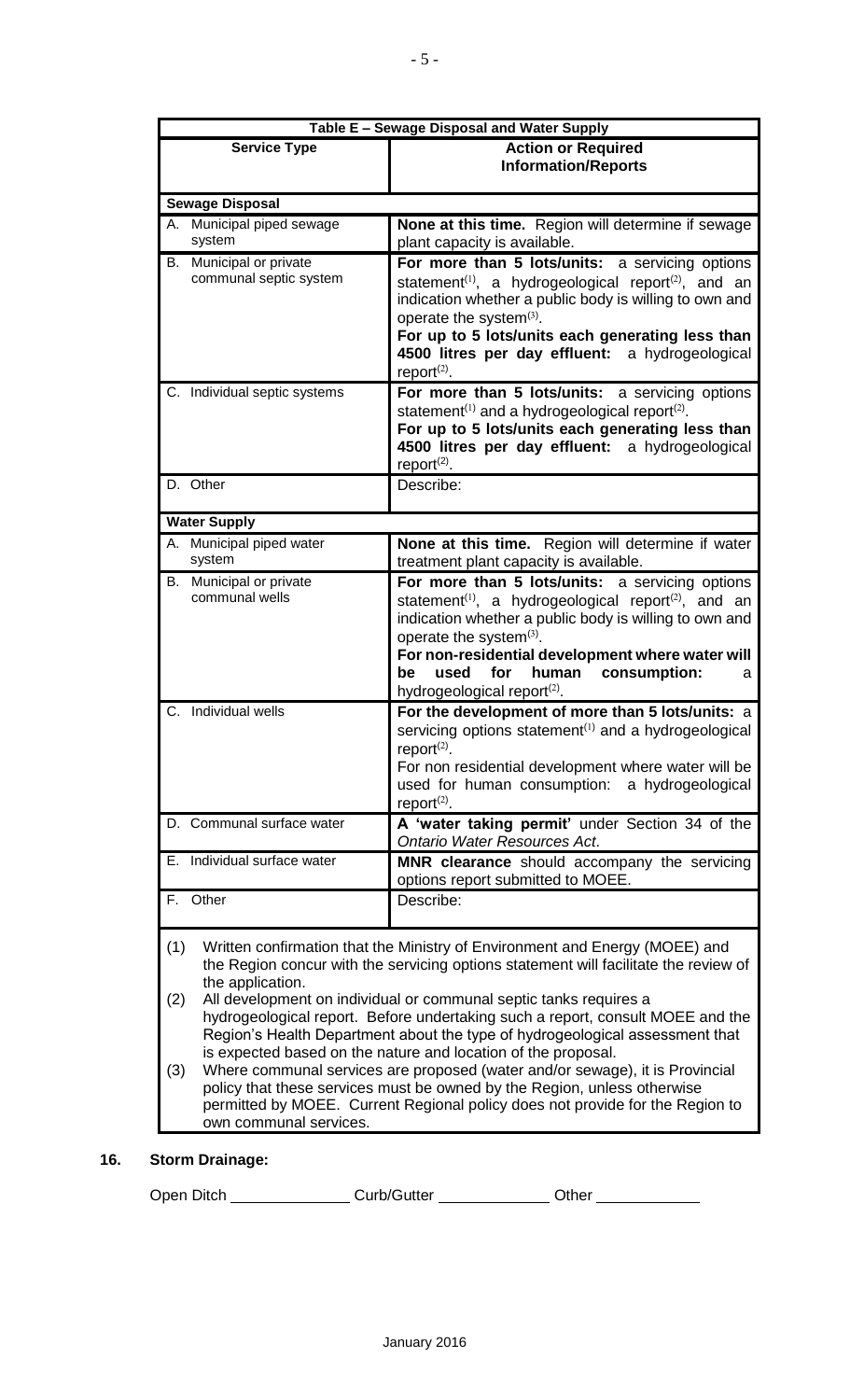| Table E – Sewage Disposal and Water Supply | |
|---|---|
| **Service Type** | **Action or Required Information/Reports** |
| **Sewage Disposal** | |
| A. Municipal piped sewage system | **None at this time.** Region will determine if sewage plant capacity is available. |
| B. Municipal or private communal septic system | **For more than 5 lots/units:** a servicing options statement(1), a hydrogeological report(2), and an indication whether a public body is willing to own and operate the system(3). **For up to 5 lots/units each generating less than 4500 litres per day effluent:** a hydrogeological report(2). |
| C. Individual septic systems | **For more than 5 lots/units:** a servicing options statement(1) and a hydrogeological report(2). **For up to 5 lots/units each generating less than 4500 litres per day effluent:** a hydrogeological report(2). |
| D. Other | Describe: |
| **Water Supply** | |
| A. Municipal piped water system | **None at this time.** Region will determine if water treatment plant capacity is available. |
| B. Municipal or private communal wells | **For more than 5 lots/units:** a servicing options statement(1), a hydrogeological report(2), and an indication whether a public body is willing to own and operate the system(3). **For non-residential development where water will be used for human consumption:** a hydrogeological report(2). |
| C. Individual wells | **For the development of more than 5 lots/units:** a servicing options statement(1) and a hydrogeological report(2). For non residential development where water will be used for human consumption: a hydrogeological report(2). |
| D. Communal surface water | **A 'water taking permit'** under Section 34 of the *Ontario Water Resources Act*. |
| E. Individual surface water | **MNR clearance** should accompany the servicing options report submitted to MOEE. |
| F. Other | Describe: |

(1) Written confirmation that the Ministry of Environment and Energy (MOEE) and the Region concur with the servicing options statement will facilitate the review of the application.

(2) All development on individual or communal septic tanks requires a hydrogeological report. Before undertaking such a report, consult MOEE and the Region's Health Department about the type of hydrogeological assessment that is expected based on the nature and location of the proposal.

(3) Where communal services are proposed (water and/or sewage), it is Provincial policy that these services must be owned by the Region, unless otherwise permitted by MOEE. Current Regional policy does not provide for the Region to own communal services.

**16. Storm Drainage:**

Open Ditch \_\_\_\_\_\_\_\_\_\_\_\_\_\_ Curb/Gutter \_\_\_\_\_\_\_\_\_\_\_\_\_ Other \_\_\_\_\_\_\_\_\_\_\_\_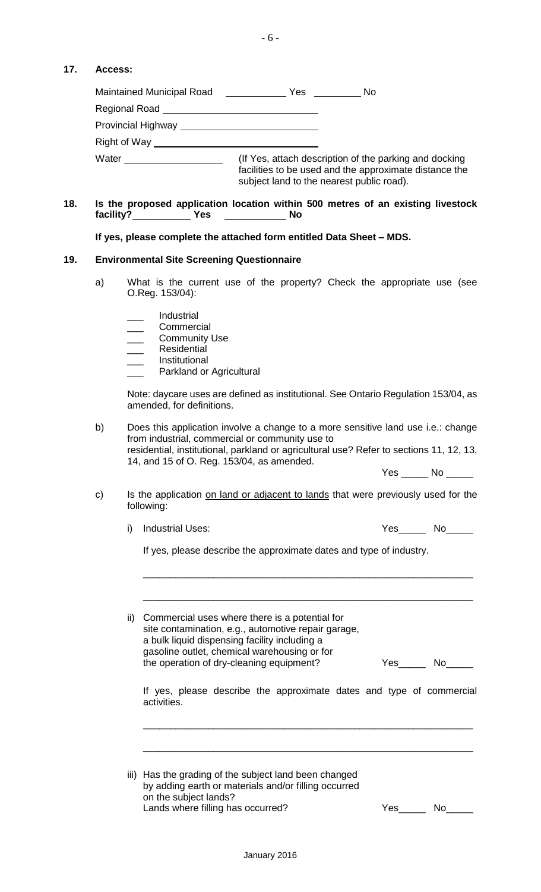**17. Access:**

Maintained Municipal Road ____________ Yes __________ No

Regional Road ______________________________

Provincial Highway ___________________________

Right of Way _________________________________

Water ____________________ (If Yes, attach description of the parking and docking facilities to be used and the approximate distance the subject land to the nearest public road).

**18. Is the proposed application location within 500 metres of an existing livestock facility? ____________ Yes ____________ No**

**If yes, please complete the attached form entitled Data Sheet – MDS.**

**19. Environmental Site Screening Questionnaire**

a) What is the current use of the property? Check the appropriate use (see O.Reg. 153/04):

___ Industrial
___ Commercial
___ Community Use
___ Residential
___ Institutional
___ Parkland or Agricultural

Note: daycare uses are defined as institutional. See Ontario Regulation 153/04, as amended, for definitions.

b) Does this application involve a change to a more sensitive land use i.e.: change from industrial, commercial or community use to residential, institutional, parkland or agricultural use? Refer to sections 11, 12, 13, 14, and 15 of O. Reg. 153/04, as amended.

Yes _____ No _____

c) Is the application on land or adjacent to lands that were previously used for the following:

i) Industrial Uses: Yes_____ No_____

If yes, please describe the approximate dates and type of industry.

_______________________________________________________________

_______________________________________________________________

ii) Commercial uses where there is a potential for site contamination, e.g., automotive repair garage, a bulk liquid dispensing facility including a gasoline outlet, chemical warehousing or for the operation of dry-cleaning equipment? Yes_____ No_____

If yes, please describe the approximate dates and type of commercial activities.

_______________________________________________________________

_______________________________________________________________

iii) Has the grading of the subject land been changed by adding earth or materials and/or filling occurred on the subject lands?
Lands where filling has occurred? Yes_____ No_____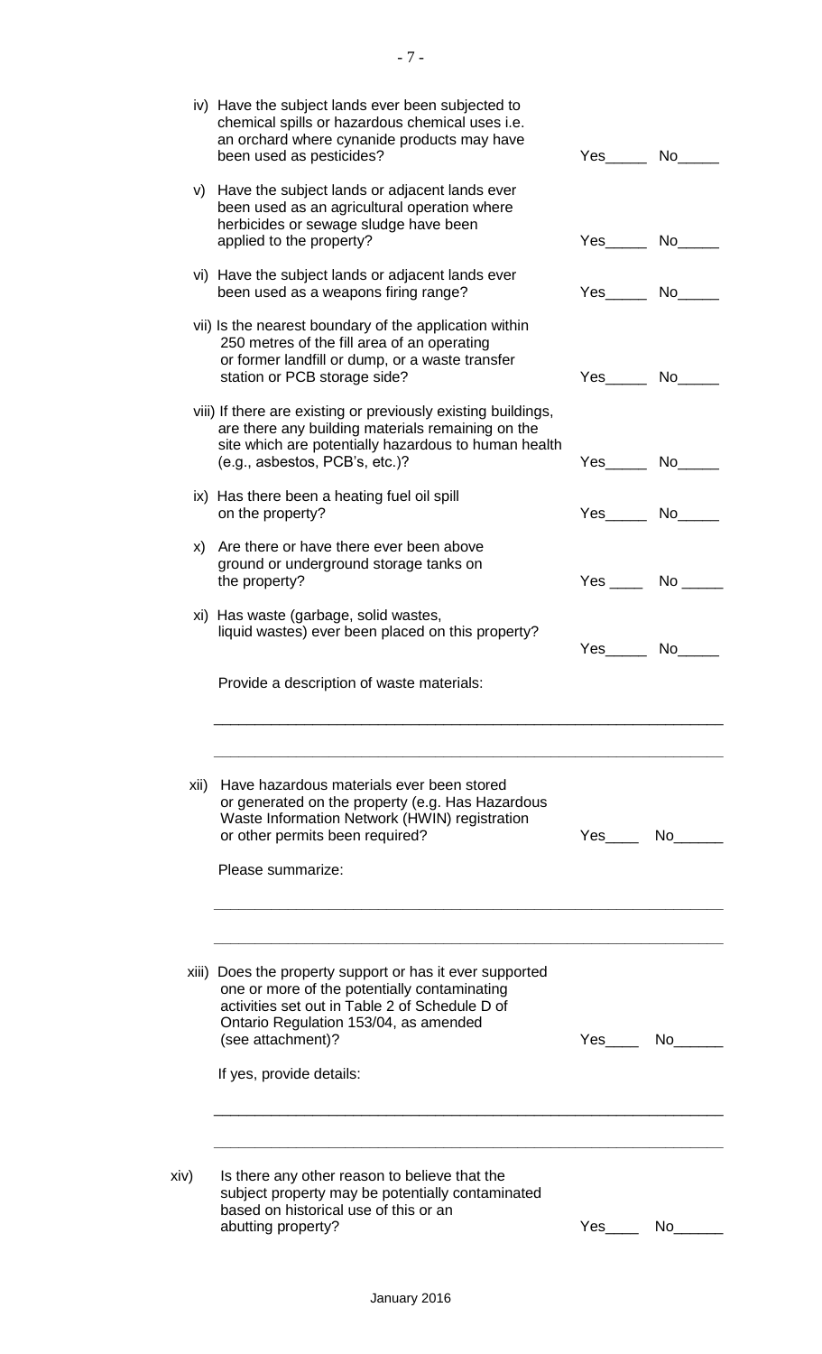iv) Have the subject lands ever been subjected to chemical spills or hazardous chemical uses i.e. an orchard where cynanide products may have been used as pesticides? Yes_____ No_____

v) Have the subject lands or adjacent lands ever been used as an agricultural operation where herbicides or sewage sludge have been applied to the property? Yes_____ No_____

vi) Have the subject lands or adjacent lands ever been used as a weapons firing range? Yes_____ No_____

vii) Is the nearest boundary of the application within 250 metres of the fill area of an operating or former landfill or dump, or a waste transfer station or PCB storage side? Yes_____ No_____

viii) If there are existing or previously existing buildings, are there any building materials remaining on the site which are potentially hazardous to human health (e.g., asbestos, PCB's, etc.)? Yes_____ No_____

ix) Has there been a heating fuel oil spill on the property? Yes_____ No_____

x) Are there or have there ever been above ground or underground storage tanks on the property? Yes ____ No _____

xi) Has waste (garbage, solid wastes, liquid wastes) ever been placed on this property? Yes_____ No_____

Provide a description of waste materials:

_______________________________________________________________

_______________________________________________________________

xii) Have hazardous materials ever been stored or generated on the property (e.g. Has Hazardous Waste Information Network (HWIN) registration or other permits been required? Yes____ No______

Please summarize:

_______________________________________________________________

_______________________________________________________________

xiii) Does the property support or has it ever supported one or more of the potentially contaminating activities set out in Table 2 of Schedule D of Ontario Regulation 153/04, as amended (see attachment)? Yes____ No______

If yes, provide details:

_______________________________________________________________

_______________________________________________________________

xiv) Is there any other reason to believe that the subject property may be potentially contaminated based on historical use of this or an abutting property? Yes____ No______

January 2016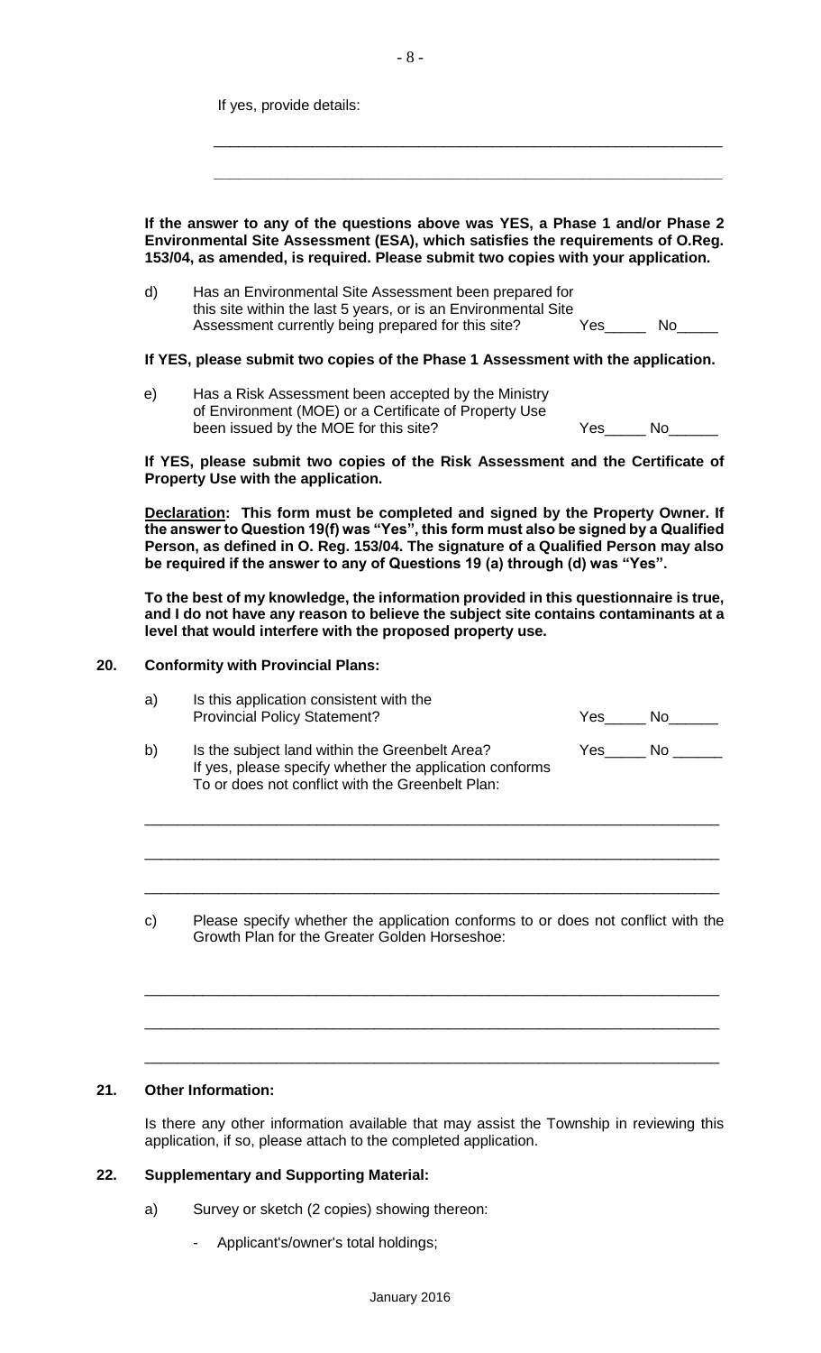If yes, provide details:

\_\_\_\_\_\_\_\_\_\_\_\_\_\_\_\_\_\_\_\_\_\_\_\_\_\_\_\_\_\_\_\_\_\_\_\_\_\_\_\_\_\_\_\_\_\_\_\_\_\_\_\_\_\_\_\_\_\_\_\_

\_\_\_\_\_\_\_\_\_\_\_\_\_\_\_\_\_\_\_\_\_\_\_\_\_\_\_\_\_\_\_\_\_\_\_\_\_\_\_\_\_\_\_\_\_\_\_\_\_\_\_\_\_\_\_\_\_\_\_\_

**If the answer to any of the questions above was YES, a Phase 1 and/or Phase 2 Environmental Site Assessment (ESA), which satisfies the requirements of O.Reg. 153/04, as amended, is required. Please submit two copies with your application.**

d) Has an Environmental Site Assessment been prepared for this site within the last 5 years, or is an Environmental Site Assessment currently being prepared for this site? Yes\_\_\_\_\_ No\_\_\_\_\_

**If YES, please submit two copies of the Phase 1 Assessment with the application.**

e) Has a Risk Assessment been accepted by the Ministry of Environment (MOE) or a Certificate of Property Use been issued by the MOE for this site? Yes\_\_\_\_\_ No\_\_\_\_\_\_

**If YES, please submit two copies of the Risk Assessment and the Certificate of Property Use with the application.**

**Declaration: This form must be completed and signed by the Property Owner. If the answer to Question 19(f) was "Yes", this form must also be signed by a Qualified Person, as defined in O. Reg. 153/04. The signature of a Qualified Person may also be required if the answer to any of Questions 19 (a) through (d) was "Yes".**

**To the best of my knowledge, the information provided in this questionnaire is true, and I do not have any reason to believe the subject site contains contaminants at a level that would interfere with the proposed property use.**

## 20. Conformity with Provincial Plans:

a) Is this application consistent with the Provincial Policy Statement? Yes\_\_\_\_\_ No\_\_\_\_\_\_

b) Is the subject land within the Greenbelt Area? Yes\_\_\_\_\_ No \_\_\_\_\_\_
If yes, please specify whether the application conforms To or does not conflict with the Greenbelt Plan:

\_\_\_\_\_\_\_\_\_\_\_\_\_\_\_\_\_\_\_\_\_\_\_\_\_\_\_\_\_\_\_\_\_\_\_\_\_\_\_\_\_\_\_\_\_\_\_\_\_\_\_\_\_\_\_\_\_\_\_\_\_\_\_\_\_\_\_\_\_\_

\_\_\_\_\_\_\_\_\_\_\_\_\_\_\_\_\_\_\_\_\_\_\_\_\_\_\_\_\_\_\_\_\_\_\_\_\_\_\_\_\_\_\_\_\_\_\_\_\_\_\_\_\_\_\_\_\_\_\_\_\_\_\_\_\_\_\_\_\_\_

\_\_\_\_\_\_\_\_\_\_\_\_\_\_\_\_\_\_\_\_\_\_\_\_\_\_\_\_\_\_\_\_\_\_\_\_\_\_\_\_\_\_\_\_\_\_\_\_\_\_\_\_\_\_\_\_\_\_\_\_\_\_\_\_\_\_\_\_\_\_

c) Please specify whether the application conforms to or does not conflict with the Growth Plan for the Greater Golden Horseshoe:

\_\_\_\_\_\_\_\_\_\_\_\_\_\_\_\_\_\_\_\_\_\_\_\_\_\_\_\_\_\_\_\_\_\_\_\_\_\_\_\_\_\_\_\_\_\_\_\_\_\_\_\_\_\_\_\_\_\_\_\_\_\_\_\_\_\_\_\_\_\_

\_\_\_\_\_\_\_\_\_\_\_\_\_\_\_\_\_\_\_\_\_\_\_\_\_\_\_\_\_\_\_\_\_\_\_\_\_\_\_\_\_\_\_\_\_\_\_\_\_\_\_\_\_\_\_\_\_\_\_\_\_\_\_\_\_\_\_\_\_\_

\_\_\_\_\_\_\_\_\_\_\_\_\_\_\_\_\_\_\_\_\_\_\_\_\_\_\_\_\_\_\_\_\_\_\_\_\_\_\_\_\_\_\_\_\_\_\_\_\_\_\_\_\_\_\_\_\_\_\_\_\_\_\_\_\_\_\_\_\_\_

## 21. Other Information:

Is there any other information available that may assist the Township in reviewing this application, if so, please attach to the completed application.

## 22. Supplementary and Supporting Material:

a) Survey or sketch (2 copies) showing thereon:

- Applicant's/owner's total holdings;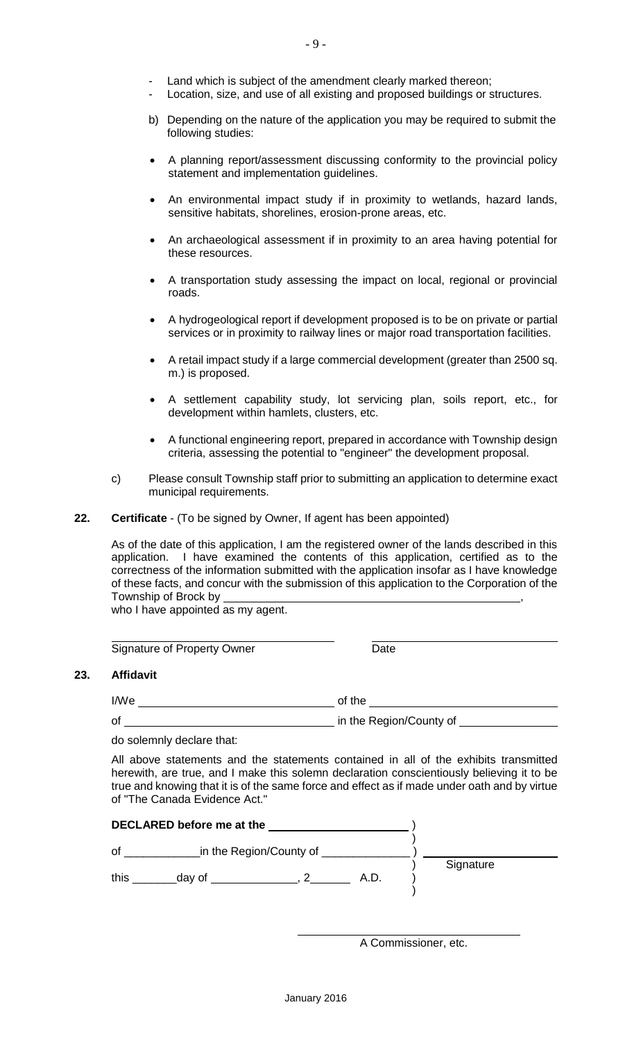- Land which is subject of the amendment clearly marked thereon;
- Location, size, and use of all existing and proposed buildings or structures.

b) Depending on the nature of the application you may be required to submit the following studies:

- A planning report/assessment discussing conformity to the provincial policy statement and implementation guidelines.
- An environmental impact study if in proximity to wetlands, hazard lands, sensitive habitats, shorelines, erosion-prone areas, etc.
- An archaeological assessment if in proximity to an area having potential for these resources.
- A transportation study assessing the impact on local, regional or provincial roads.
- A hydrogeological report if development proposed is to be on private or partial services or in proximity to railway lines or major road transportation facilities.
- A retail impact study if a large commercial development (greater than 2500 sq. m.) is proposed.
- A settlement capability study, lot servicing plan, soils report, etc., for development within hamlets, clusters, etc.
- A functional engineering report, prepared in accordance with Township design criteria, assessing the potential to "engineer" the development proposal.

c) Please consult Township staff prior to submitting an application to determine exact municipal requirements.

**22. Certificate** - (To be signed by Owner, If agent has been appointed)

As of the date of this application, I am the registered owner of the lands described in this application. I have examined the contents of this application, certified as to the correctness of the information submitted with the application insofar as I have knowledge of these facts, and concur with the submission of this application to the Corporation of the Township of Brock by ______________________________________________,
who I have appointed as my agent.

______________________________ ______________________________
Signature of Property Owner Date

**23. Affidavit**

I/We ______________________________ of the ______________________________

of ______________________________ in the Region/County of ______________

do solemnly declare that:

All above statements and the statements contained in all of the exhibits transmitted herewith, are true, and I make this solemn declaration conscientiously believing it to be true and knowing that it is of the same force and effect as if made under oath and by virtue of "The Canada Evidence Act."

**DECLARED before me at the** ____________________ )
)
of ____________in the Region/County of ______________ ) ____________________
) Signature
this _______day of _____________, 2_______ A.D. )
)

______________________________
A Commissioner, etc.

January 2016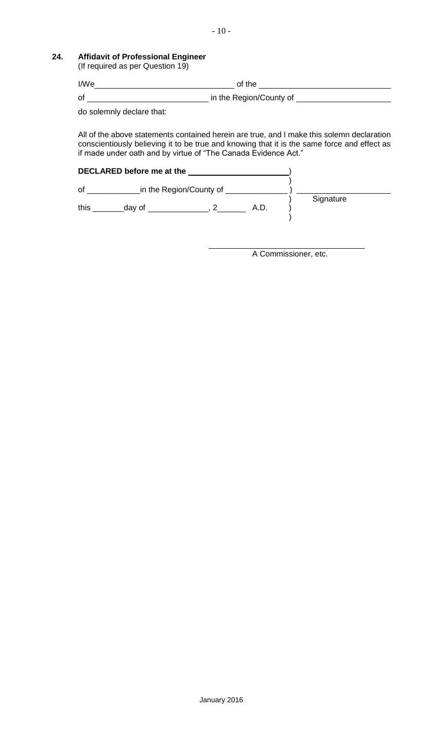## 24. Affidavit of Professional Engineer

(If required as per Question 19)

I/We ______________________________ of the ______________________________

of ____________________________ in the Region/County of ______________________

do solemnly declare that:

All of the above statements contained herein are true, and I make this solemn declaration conscientiously believing it to be true and knowing that it is the same force and effect as if made under oath and by virtue of "The Canada Evidence Act."

**DECLARED before me at the** ________________________ )

)

of ____________ in the Region/County of ______________ ) ______________________

) Signature

this _______ day of ______________, 2_______ A.D. )

)

______________________________

A Commissioner, etc.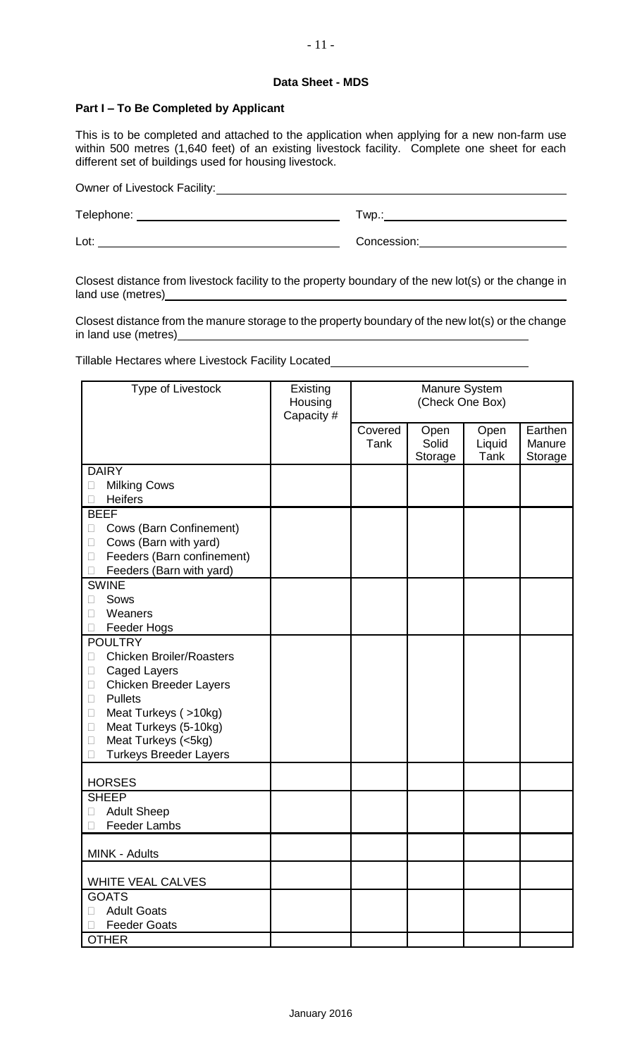**Data Sheet - MDS**

**Part I – To Be Completed by Applicant**

This is to be completed and attached to the application when applying for a new non-farm use within 500 metres (1,640 feet) of an existing livestock facility. Complete one sheet for each different set of buildings used for housing livestock.

Owner of Livestock Facility: ______________________________

Telephone: ______________________ Twp.: ______________________

Lot: ______________________ Concession: ______________________

Closest distance from livestock facility to the property boundary of the new lot(s) or the change in land use (metres) ______________________

Closest distance from the manure storage to the property boundary of the new lot(s) or the change in land use (metres) ______________________

Tillable Hectares where Livestock Facility Located ______________________

| Type of Livestock | Existing Housing Capacity # | Manure System (Check One Box) | | | |
|---|---|---|---|---|---|
| | | Covered Tank | Open Solid Storage | Open Liquid Tank | Earthen Manure Storage |
| DAIRY<br>☐ Milking Cows<br>☐ Heifers | | | | | |
| BEEF<br>☐ Cows (Barn Confinement)<br>☐ Cows (Barn with yard)<br>☐ Feeders (Barn confinement)<br>☐ Feeders (Barn with yard) | | | | | |
| SWINE<br>☐ Sows<br>☐ Weaners<br>☐ Feeder Hogs | | | | | |
| POULTRY<br>☐ Chicken Broiler/Roasters<br>☐ Caged Layers<br>☐ Chicken Breeder Layers<br>☐ Pullets<br>☐ Meat Turkeys ( >10kg)<br>☐ Meat Turkeys (5-10kg)<br>☐ Meat Turkeys (<5kg)<br>☐ Turkeys Breeder Layers | | | | | |
| HORSES | | | | | |
| SHEEP<br>☐ Adult Sheep<br>☐ Feeder Lambs | | | | | |
| MINK - Adults | | | | | |
| WHITE VEAL CALVES | | | | | |
| GOATS<br>☐ Adult Goats<br>☐ Feeder Goats | | | | | |
| OTHER | | | | | |

January 2016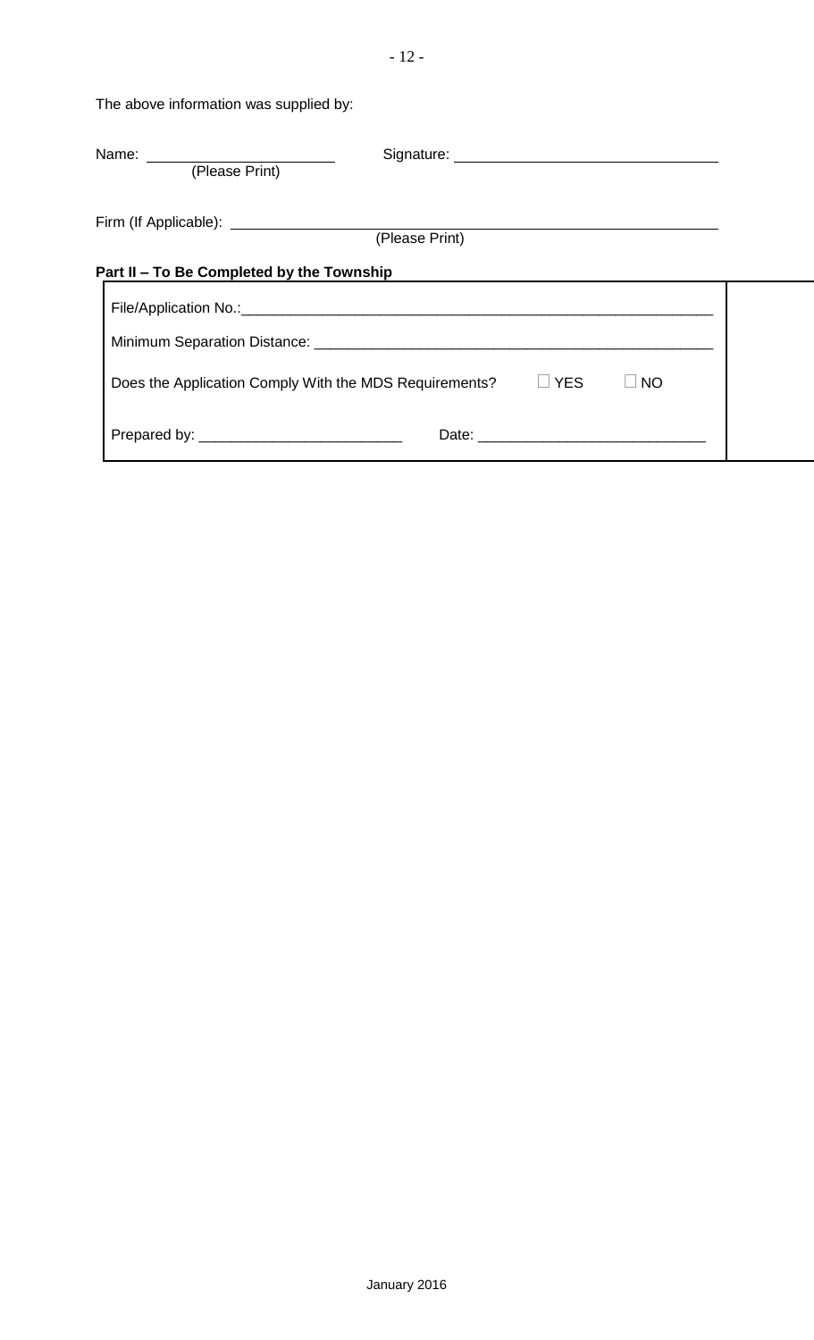The above information was supplied by:

Name: ______________________ Signature: ______________________________
(Please Print)

Firm (If Applicable): ______________________________________________________
(Please Print)

**Part II – To Be Completed by the Township**

File/Application No.:___________________________________________________________

Minimum Separation Distance: ___________________________________________________

Does the Application Comply With the MDS Requirements? ☐ YES ☐ NO

Prepared by: ________________________ Date: ___________________________

January 2016